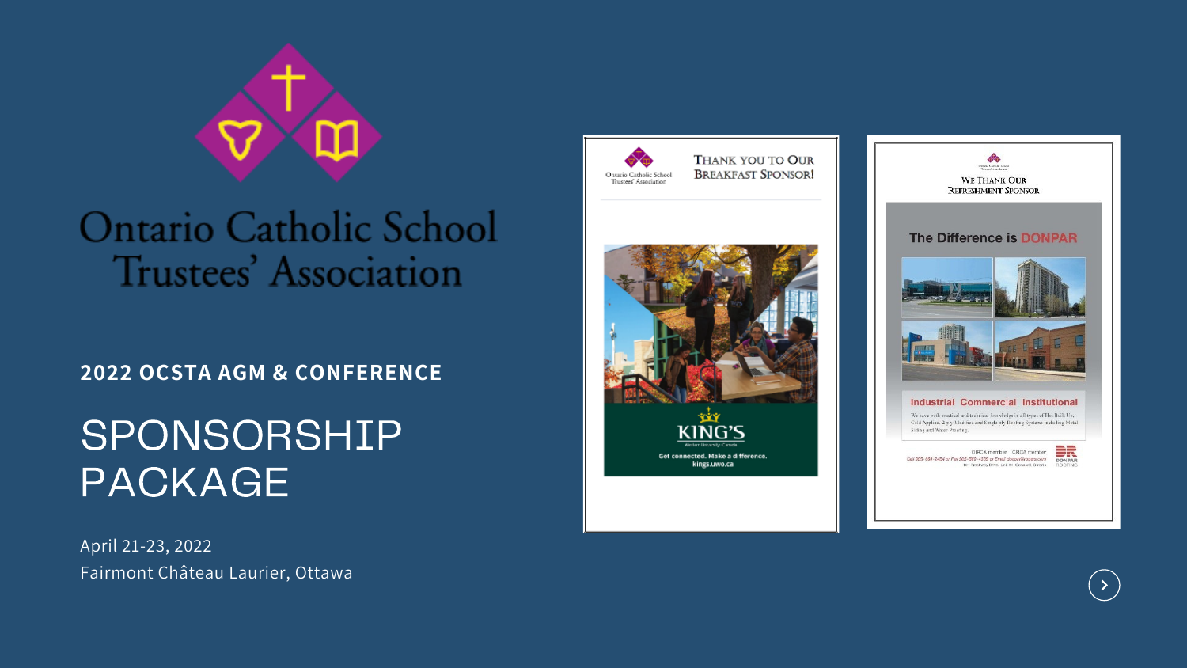Ontario Catholic School Trustees' Association

## 2022 OCSTA AGM & CONFERENCE

# SPONSORSHIP PACKAGE

April 21-23, 2022
Fairmont Château Laurier, Ottawa

Ontario Catholic School Trustees' Association

Thank you to our Breakfast Sponsor!

KING'S
Western University · Canada
Get connected. Make a difference.
kings.uwo.ca

We Thank Our Refreshment Sponsor

The Difference is DONPAR

Industrial Commercial Institutional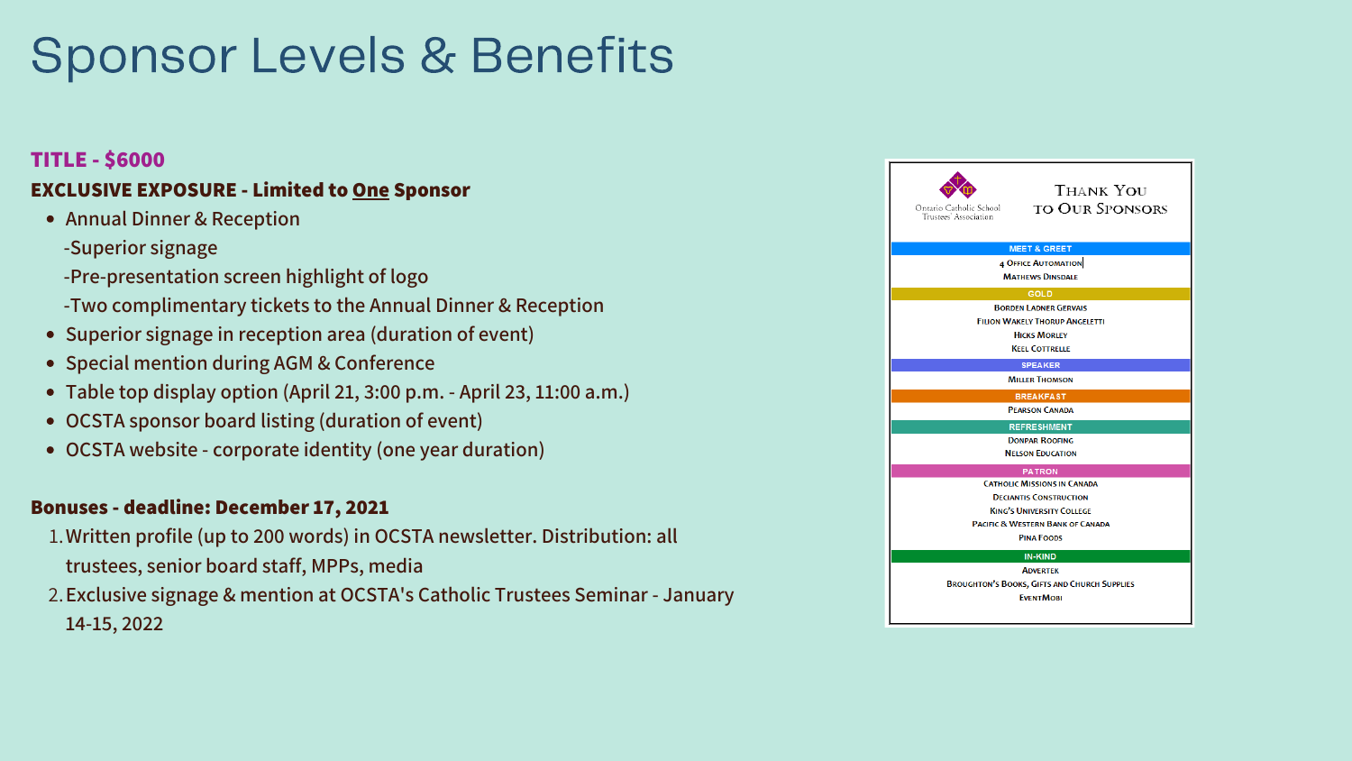# Sponsor Levels & Benefits

**TITLE - $6000**

**EXCLUSIVE EXPOSURE - Limited to One Sponsor**

- Annual Dinner & Reception
  - -Superior signage
  - -Pre-presentation screen highlight of logo
  - -Two complimentary tickets to the Annual Dinner & Reception
- Superior signage in reception area (duration of event)
- Special mention during AGM & Conference
- Table top display option (April 21, 3:00 p.m. - April 23, 11:00 a.m.)
- OCSTA sponsor board listing (duration of event)
- OCSTA website - corporate identity (one year duration)

**Bonuses - deadline: December 17, 2021**

1. Written profile (up to 200 words) in OCSTA newsletter. Distribution: all trustees, senior board staff, MPPs, media
2. Exclusive signage & mention at OCSTA's Catholic Trustees Seminar - January 14-15, 2022

Ontario Catholic School Trustees' Association

**THANK YOU TO OUR SPONSORS**

**MEET & GREET**
4 Office Automation
Mathews Dinsdale

**GOLD**
Borden Ladner Gervais
Filion Wakely Thorup Angeletti
Hicks Morley
Keel Cottrelle

**SPEAKER**
Miller Thomson

**BREAKFAST**
Pearson Canada

**REFRESHMENT**
Donpar Roofing
Nelson Education

**PATRON**
Catholic Missions in Canada
DeCiantis Construction
King's University College
Pacific & Western Bank of Canada
Pina Foods

**IN-KIND**
Advertek
Broughton's Books, Gifts and Church Supplies
EventMobi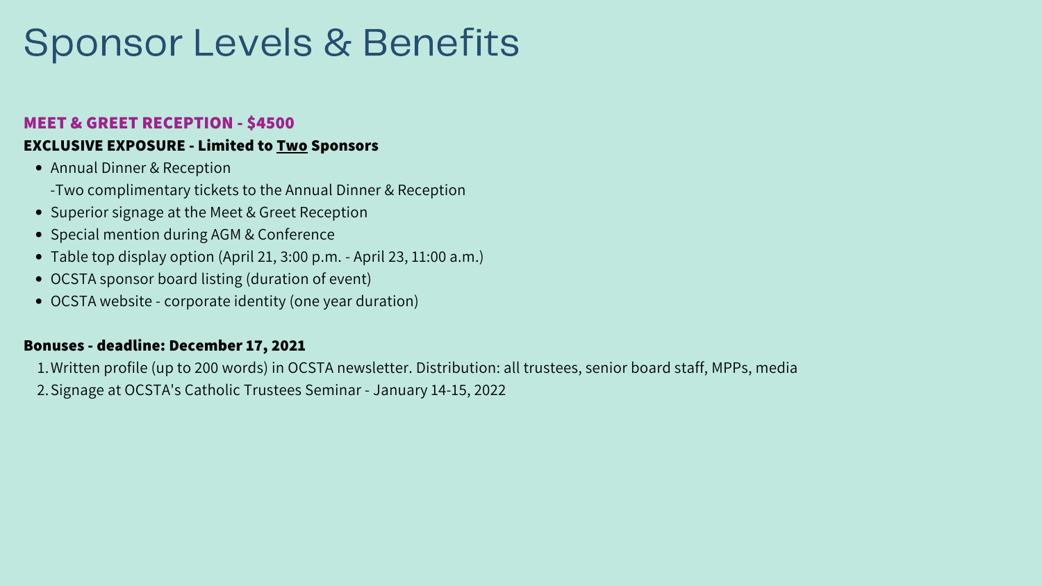# Sponsor Levels & Benefits

**MEET & GREET RECEPTION - $4500**

**EXCLUSIVE EXPOSURE - Limited to <u>Two</u> Sponsors**

- Annual Dinner & Reception
  -Two complimentary tickets to the Annual Dinner & Reception
- Superior signage at the Meet & Greet Reception
- Special mention during AGM & Conference
- Table top display option (April 21, 3:00 p.m. - April 23, 11:00 a.m.)
- OCSTA sponsor board listing (duration of event)
- OCSTA website - corporate identity (one year duration)

**Bonuses - deadline: December 17, 2021**

1. Written profile (up to 200 words) in OCSTA newsletter. Distribution: all trustees, senior board staff, MPPs, media
2. Signage at OCSTA's Catholic Trustees Seminar - January 14-15, 2022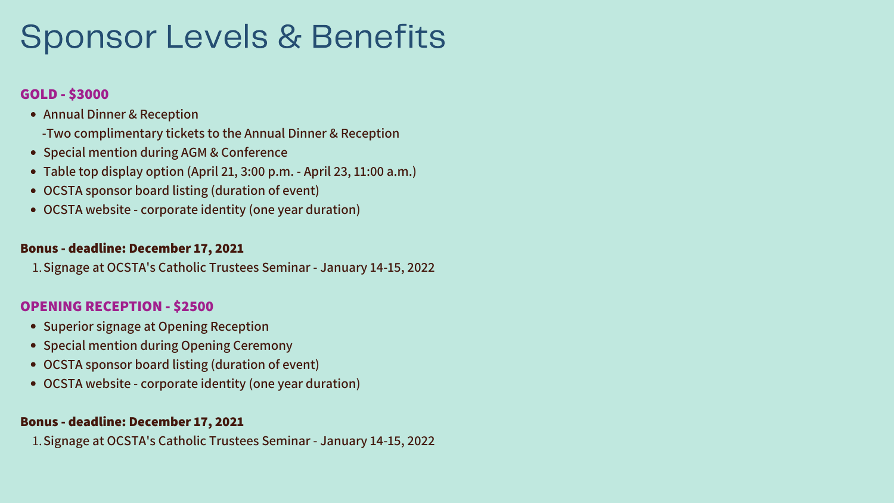# Sponsor Levels & Benefits

**GOLD - $3000**

- Annual Dinner & Reception
  -Two complimentary tickets to the Annual Dinner & Reception
- Special mention during AGM & Conference
- Table top display option (April 21, 3:00 p.m. - April 23, 11:00 a.m.)
- OCSTA sponsor board listing (duration of event)
- OCSTA website - corporate identity (one year duration)

**Bonus - deadline: December 17, 2021**

1. Signage at OCSTA's Catholic Trustees Seminar - January 14-15, 2022

**OPENING RECEPTION - $2500**

- Superior signage at Opening Reception
- Special mention during Opening Ceremony
- OCSTA sponsor board listing (duration of event)
- OCSTA website - corporate identity (one year duration)

**Bonus - deadline: December 17, 2021**

1. Signage at OCSTA's Catholic Trustees Seminar - January 14-15, 2022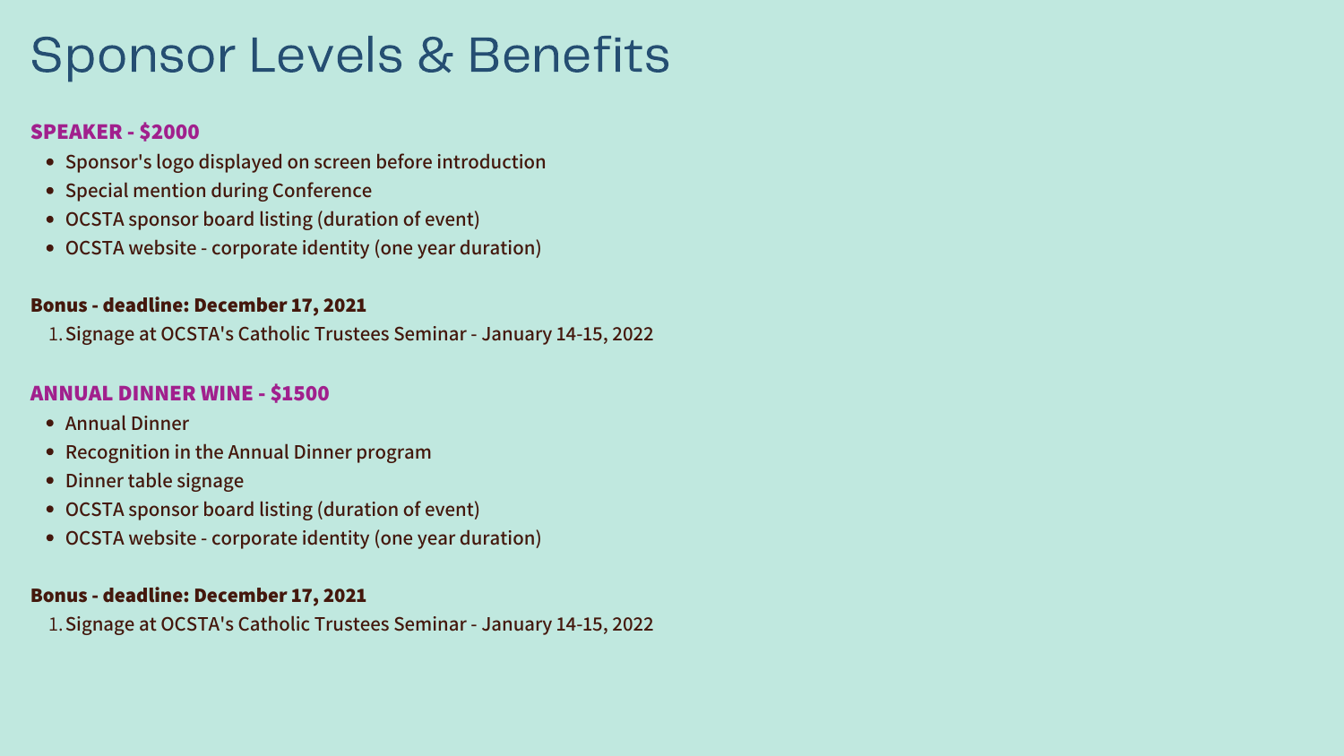# Sponsor Levels & Benefits

**SPEAKER - $2000**

- Sponsor's logo displayed on screen before introduction
- Special mention during Conference
- OCSTA sponsor board listing (duration of event)
- OCSTA website - corporate identity (one year duration)

**Bonus - deadline: December 17, 2021**

1. Signage at OCSTA's Catholic Trustees Seminar - January 14-15, 2022

**ANNUAL DINNER WINE - $1500**

- Annual Dinner
- Recognition in the Annual Dinner program
- Dinner table signage
- OCSTA sponsor board listing (duration of event)
- OCSTA website - corporate identity (one year duration)

**Bonus - deadline: December 17, 2021**

1. Signage at OCSTA's Catholic Trustees Seminar - January 14-15, 2022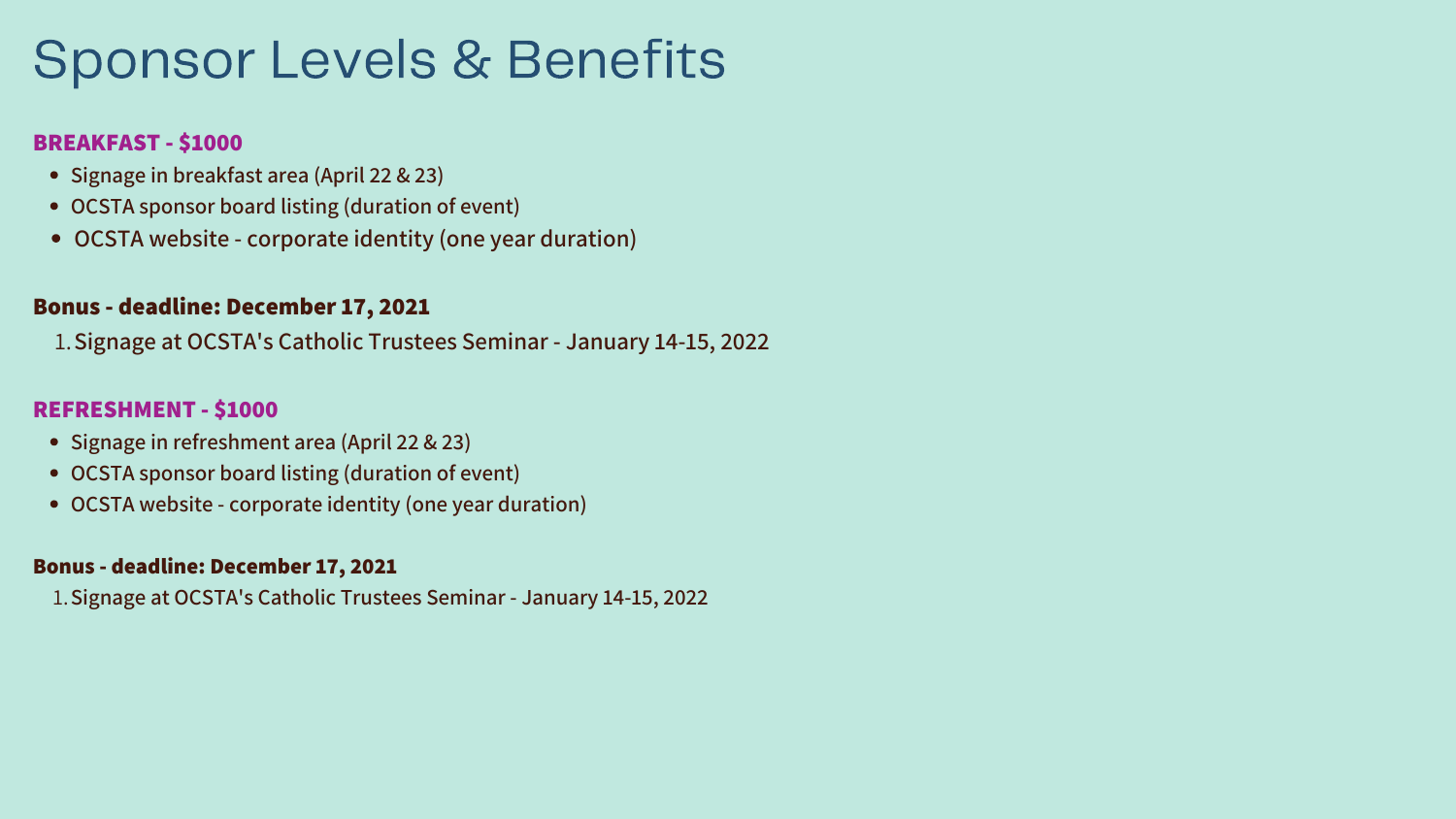# Sponsor Levels & Benefits

**BREAKFAST - $1000**

- Signage in breakfast area (April 22 & 23)
- OCSTA sponsor board listing (duration of event)
- OCSTA website - corporate identity (one year duration)

**Bonus - deadline: December 17, 2021**

1. Signage at OCSTA's Catholic Trustees Seminar - January 14-15, 2022

**REFRESHMENT - $1000**

- Signage in refreshment area (April 22 & 23)
- OCSTA sponsor board listing (duration of event)
- OCSTA website - corporate identity (one year duration)

**Bonus - deadline: December 17, 2021**

1. Signage at OCSTA's Catholic Trustees Seminar - January 14-15, 2022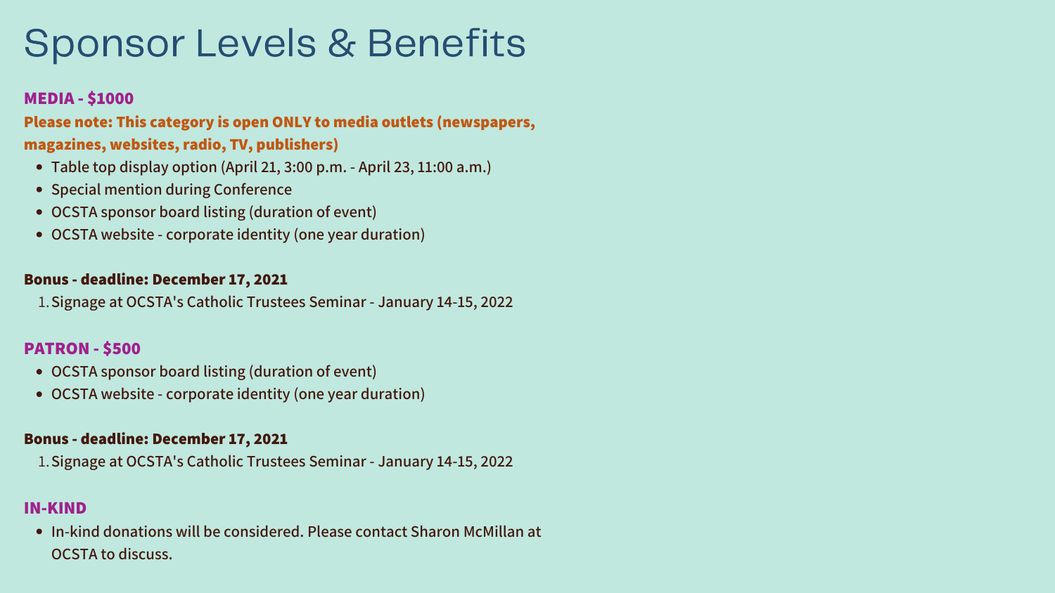# Sponsor Levels & Benefits

## MEDIA - $1000

**Please note: This category is open ONLY to media outlets (newspapers, magazines, websites, radio, TV, publishers)**

- Table top display option (April 21, 3:00 p.m. - April 23, 11:00 a.m.)
- Special mention during Conference
- OCSTA sponsor board listing (duration of event)
- OCSTA website - corporate identity (one year duration)

**Bonus - deadline: December 17, 2021**

1. Signage at OCSTA's Catholic Trustees Seminar - January 14-15, 2022

## PATRON - $500

- OCSTA sponsor board listing (duration of event)
- OCSTA website - corporate identity (one year duration)

**Bonus - deadline: December 17, 2021**

1. Signage at OCSTA's Catholic Trustees Seminar - January 14-15, 2022

## IN-KIND

- In-kind donations will be considered. Please contact Sharon McMillan at OCSTA to discuss.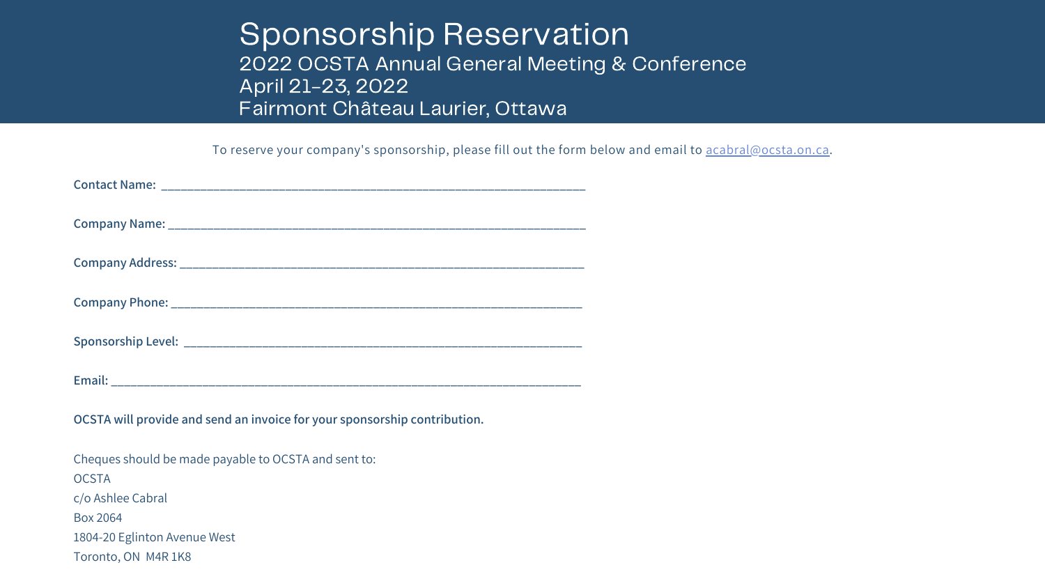# Sponsorship Reservation

## 2022 OCSTA Annual General Meeting & Conference

## April 21-23, 2022

## Fairmont Château Laurier, Ottawa

To reserve your company's sponsorship, please fill out the form below and email to acabral@ocsta.on.ca.

**Contact Name:** ________________________________________________________________

**Company Name:** ________________________________________________________________

**Company Address:** ________________________________________________________________

**Company Phone:** ________________________________________________________________

**Sponsorship Level:** ________________________________________________________________

**Email:** ________________________________________________________________

**OCSTA will provide and send an invoice for your sponsorship contribution.**

Cheques should be made payable to OCSTA and sent to:

OCSTA
c/o Ashlee Cabral
Box 2064
1804-20 Eglinton Avenue West
Toronto, ON M4R 1K8